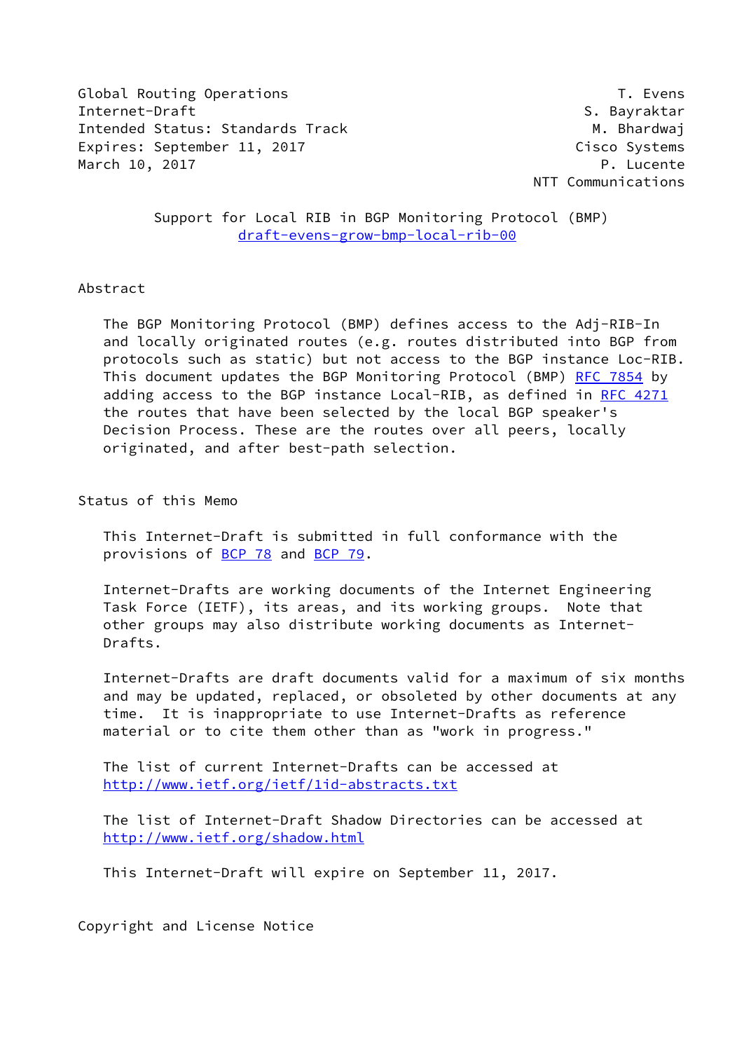Global Routing Operations
Internet-Draft
Intended Status: Standards Track
Expires: September 11, 2017
March 10, 2017

T. Evens
S. Bayraktar
M. Bhardwaj
Cisco Systems
P. Lucente
NTT Communications

# Support for Local RIB in BGP Monitoring Protocol (BMP)
draft-evens-grow-bmp-local-rib-00

## Abstract

The BGP Monitoring Protocol (BMP) defines access to the Adj-RIB-In and locally originated routes (e.g. routes distributed into BGP from protocols such as static) but not access to the BGP instance Loc-RIB. This document updates the BGP Monitoring Protocol (BMP) RFC 7854 by adding access to the BGP instance Local-RIB, as defined in RFC 4271 the routes that have been selected by the local BGP speaker's Decision Process. These are the routes over all peers, locally originated, and after best-path selection.

## Status of this Memo

This Internet-Draft is submitted in full conformance with the provisions of BCP 78 and BCP 79.

Internet-Drafts are working documents of the Internet Engineering Task Force (IETF), its areas, and its working groups. Note that other groups may also distribute working documents as Internet-Drafts.

Internet-Drafts are draft documents valid for a maximum of six months and may be updated, replaced, or obsoleted by other documents at any time. It is inappropriate to use Internet-Drafts as reference material or to cite them other than as "work in progress."

The list of current Internet-Drafts can be accessed at
http://www.ietf.org/ietf/1id-abstracts.txt

The list of Internet-Draft Shadow Directories can be accessed at
http://www.ietf.org/shadow.html

This Internet-Draft will expire on September 11, 2017.

## Copyright and License Notice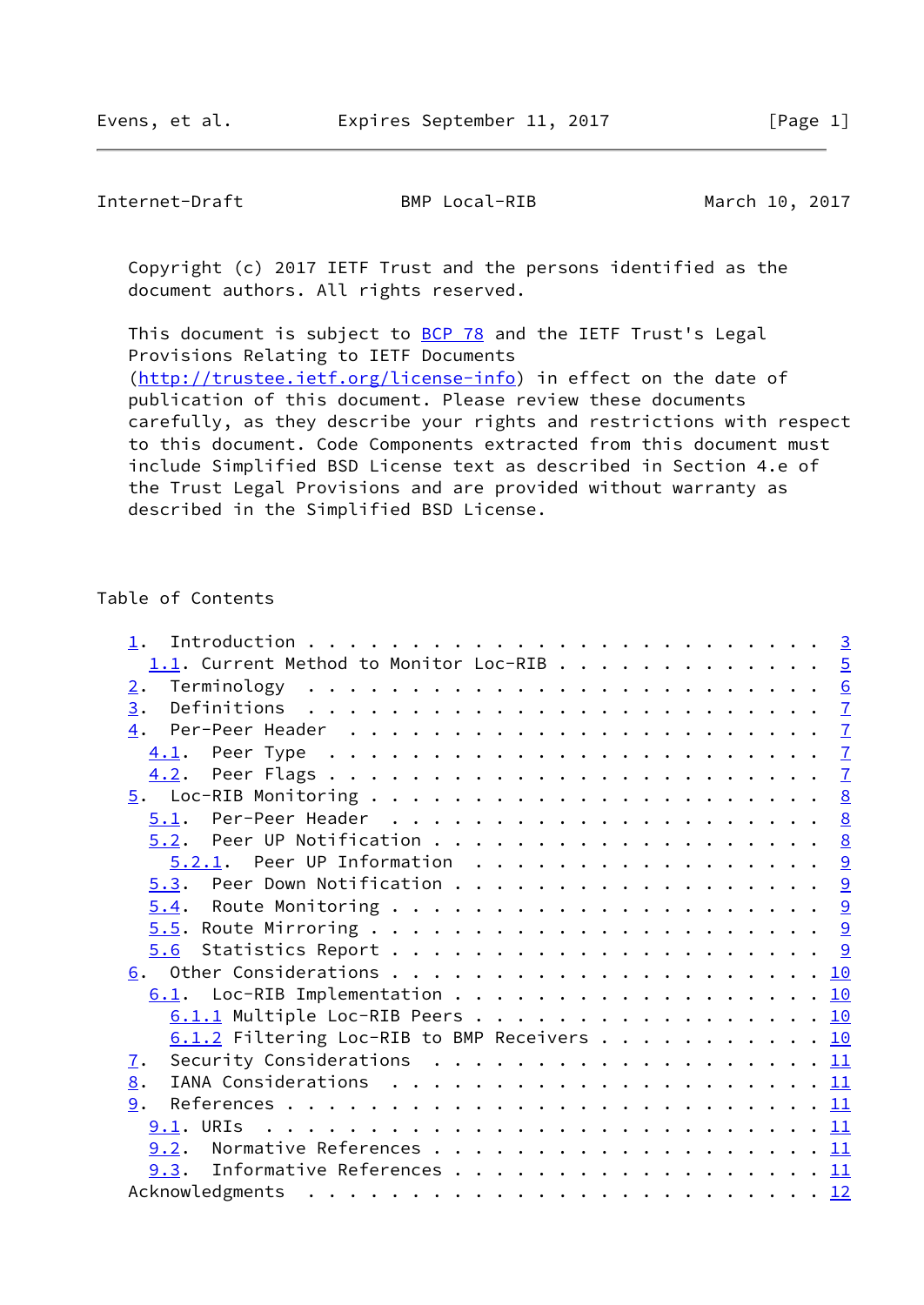Copyright (c) 2017 IETF Trust and the persons identified as the document authors. All rights reserved.

This document is subject to BCP 78 and the IETF Trust's Legal Provisions Relating to IETF Documents (http://trustee.ietf.org/license-info) in effect on the date of publication of this document. Please review these documents carefully, as they describe your rights and restrictions with respect to this document. Code Components extracted from this document must include Simplified BSD License text as described in Section 4.e of the Trust Legal Provisions and are provided without warranty as described in the Simplified BSD License.

Table of Contents

```
   1.  Introduction . . . . . . . . . . . . . . . . . . . . . . . .   3
     1.1. Current Method to Monitor Loc-RIB . . . . . . . . . . . .   5
   2.  Terminology  . . . . . . . . . . . . . . . . . . . . . . . .   6
   3.  Definitions  . . . . . . . . . . . . . . . . . . . . . . . .   7
   4.  Per-Peer Header  . . . . . . . . . . . . . . . . . . . . . .   7
     4.1.  Peer Type  . . . . . . . . . . . . . . . . . . . . . . .   7
     4.2.  Peer Flags . . . . . . . . . . . . . . . . . . . . . . .   7
   5.  Loc-RIB Monitoring . . . . . . . . . . . . . . . . . . . . .   8
     5.1.  Per-Peer Header  . . . . . . . . . . . . . . . . . . . .   8
     5.2.  Peer UP Notification . . . . . . . . . . . . . . . . . .   8
       5.2.1.  Peer UP Information  . . . . . . . . . . . . . . . .   9
     5.3.  Peer Down Notification . . . . . . . . . . . . . . . . .   9
     5.4.  Route Monitoring . . . . . . . . . . . . . . . . . . . .   9
     5.5. Route Mirroring . . . . . . . . . . . . . . . . . . . . .   9
     5.6  Statistics Report . . . . . . . . . . . . . . . . . . . .   9
   6.  Other Considerations . . . . . . . . . . . . . . . . . . . .  10
     6.1.  Loc-RIB Implementation . . . . . . . . . . . . . . . . .  10
       6.1.1 Multiple Loc-RIB Peers . . . . . . . . . . . . . . . .  10
       6.1.2 Filtering Loc-RIB to BMP Receivers . . . . . . . . . .  10
   7.  Security Considerations  . . . . . . . . . . . . . . . . . .  11
   8.  IANA Considerations  . . . . . . . . . . . . . . . . . . . .  11
   9.  References . . . . . . . . . . . . . . . . . . . . . . . . .  11
     9.1. URIs  . . . . . . . . . . . . . . . . . . . . . . . . . .  11
     9.2.  Normative References . . . . . . . . . . . . . . . . . .  11
     9.3.  Informative References . . . . . . . . . . . . . . . . .  11
   Acknowledgments  . . . . . . . . . . . . . . . . . . . . . . . .  12
```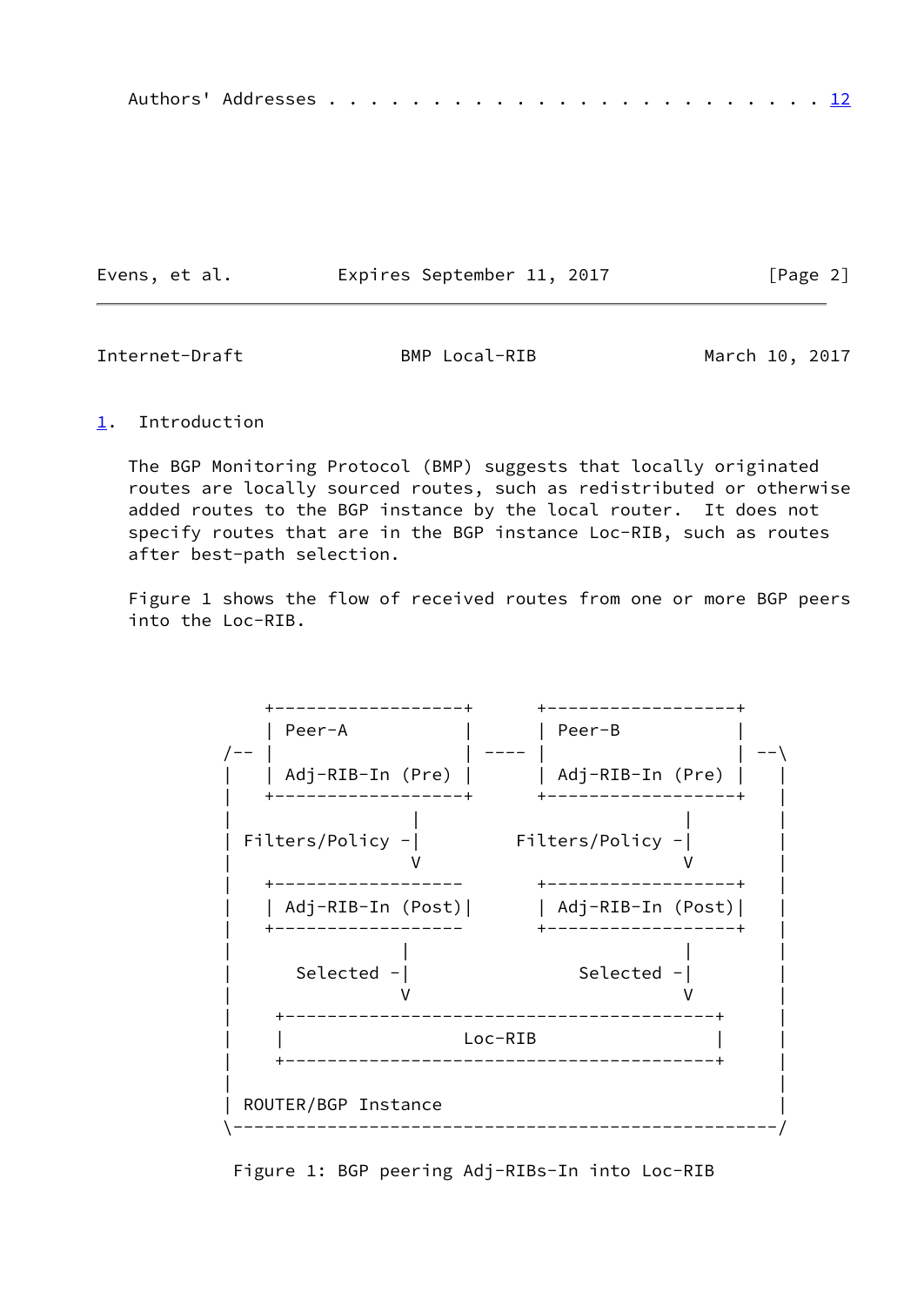Authors' Addresses . . . . . . . . . . . . . . . . . . . . . . . . 12

## 1. Introduction

The BGP Monitoring Protocol (BMP) suggests that locally originated routes are locally sourced routes, such as redistributed or otherwise added routes to the BGP instance by the local router. It does not specify routes that are in the BGP instance Loc-RIB, such as routes after best-path selection.

Figure 1 shows the flow of received routes from one or more BGP peers into the Loc-RIB.

```
       +------------------+      +------------------+
       | Peer-A           |      | Peer-B           |
   /-- |                  | ---- |                  | --\
   |   | Adj-RIB-In (Pre) |      | Adj-RIB-In (Pre) |   |
   |   +------------------+      +------------------+   |
   |                |                          |        |
   | Filters/Policy -|         Filters/Policy -|        |
   |                V                          V        |
   |   +------------------      +------------------+    |
   |   | Adj-RIB-In (Post)|      | Adj-RIB-In (Post)|   |
   |   +------------------      +------------------+    |
   |               |                          |         |
   |     Selected -|                Selected -|         |
   |               V                          V         |
   |    +-----------------------------------------+     |
   |    |                 Loc-RIB                 |     |
   |    +-----------------------------------------+     |
   |                                                    |
   | ROUTER/BGP Instance                                |
   \----------------------------------------------------/
```

Figure 1: BGP peering Adj-RIBs-In into Loc-RIB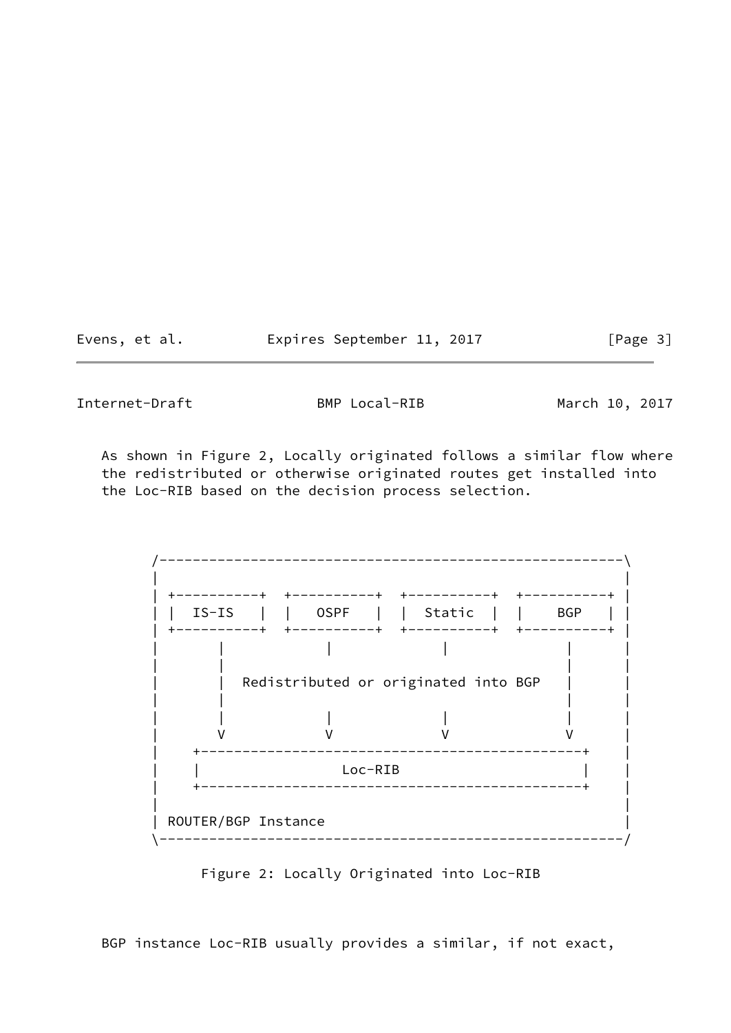As shown in Figure 2, Locally originated follows a similar flow where the redistributed or otherwise originated routes get installed into the Loc-RIB based on the decision process selection.

```
/------------------------------------------------------\
|                                                      |
| +----------+  +----------+  +----------+  +----------+ |
| |  IS-IS   |  |   OSPF   |  |  Static  |  |    BGP   | |
| +----------+  +----------+  +----------+  +----------+ |
|       |            |            |            |       |
|       |                                      |       |
|       |  Redistributed or originated into BGP |       |
|       |                                      |       |
|       |            |            |            |       |
|       V            V            V            V       |
|    +---------------------------------------------+   |
|    |                  Loc-RIB                     |   |
|    +---------------------------------------------+   |
|                                                      |
| ROUTER/BGP Instance                                  |
\------------------------------------------------------/
```

Figure 2: Locally Originated into Loc-RIB

BGP instance Loc-RIB usually provides a similar, if not exact,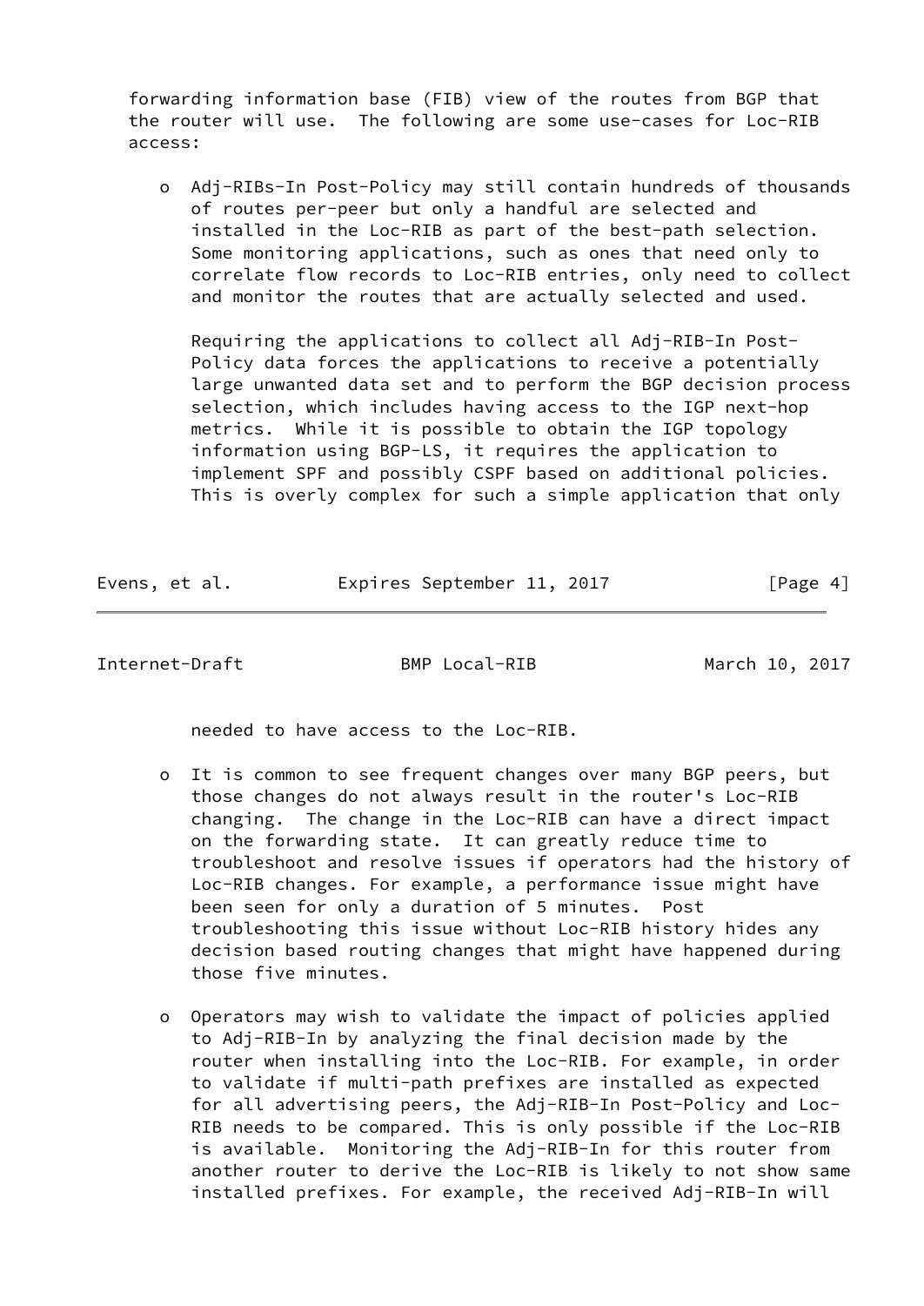forwarding information base (FIB) view of the routes from BGP that the router will use. The following are some use-cases for Loc-RIB access:

- Adj-RIBs-In Post-Policy may still contain hundreds of thousands of routes per-peer but only a handful are selected and installed in the Loc-RIB as part of the best-path selection. Some monitoring applications, such as ones that need only to correlate flow records to Loc-RIB entries, only need to collect and monitor the routes that are actually selected and used.

  Requiring the applications to collect all Adj-RIB-In Post-Policy data forces the applications to receive a potentially large unwanted data set and to perform the BGP decision process selection, which includes having access to the IGP next-hop metrics. While it is possible to obtain the IGP topology information using BGP-LS, it requires the application to implement SPF and possibly CSPF based on additional policies. This is overly complex for such a simple application that only needed to have access to the Loc-RIB.

- It is common to see frequent changes over many BGP peers, but those changes do not always result in the router's Loc-RIB changing. The change in the Loc-RIB can have a direct impact on the forwarding state. It can greatly reduce time to troubleshoot and resolve issues if operators had the history of Loc-RIB changes. For example, a performance issue might have been seen for only a duration of 5 minutes. Post troubleshooting this issue without Loc-RIB history hides any decision based routing changes that might have happened during those five minutes.

- Operators may wish to validate the impact of policies applied to Adj-RIB-In by analyzing the final decision made by the router when installing into the Loc-RIB. For example, in order to validate if multi-path prefixes are installed as expected for all advertising peers, the Adj-RIB-In Post-Policy and Loc-RIB needs to be compared. This is only possible if the Loc-RIB is available. Monitoring the Adj-RIB-In for this router from another router to derive the Loc-RIB is likely to not show same installed prefixes. For example, the received Adj-RIB-In will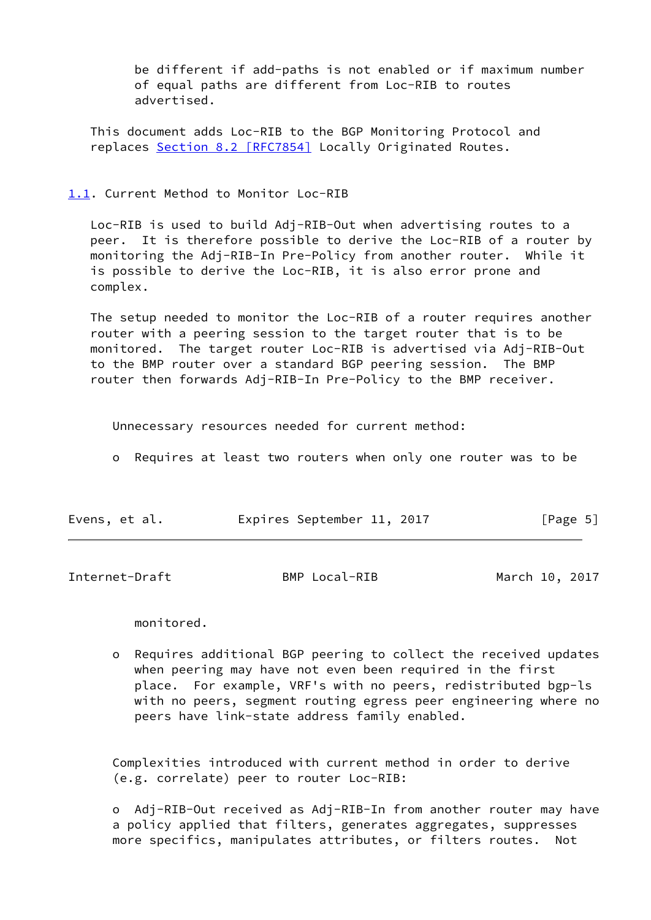be different if add-paths is not enabled or if maximum number of equal paths are different from Loc-RIB to routes advertised.

This document adds Loc-RIB to the BGP Monitoring Protocol and replaces Section 8.2 [RFC7854] Locally Originated Routes.

### 1.1. Current Method to Monitor Loc-RIB

Loc-RIB is used to build Adj-RIB-Out when advertising routes to a peer. It is therefore possible to derive the Loc-RIB of a router by monitoring the Adj-RIB-In Pre-Policy from another router. While it is possible to derive the Loc-RIB, it is also error prone and complex.

The setup needed to monitor the Loc-RIB of a router requires another router with a peering session to the target router that is to be monitored. The target router Loc-RIB is advertised via Adj-RIB-Out to the BMP router over a standard BGP peering session. The BMP router then forwards Adj-RIB-In Pre-Policy to the BMP receiver.

Unnecessary resources needed for current method:

- Requires at least two routers when only one router was to be monitored.
- Requires additional BGP peering to collect the received updates when peering may have not even been required in the first place. For example, VRF's with no peers, redistributed bgp-ls with no peers, segment routing egress peer engineering where no peers have link-state address family enabled.

Complexities introduced with current method in order to derive (e.g. correlate) peer to router Loc-RIB:

- Adj-RIB-Out received as Adj-RIB-In from another router may have a policy applied that filters, generates aggregates, suppresses more specifics, manipulates attributes, or filters routes. Not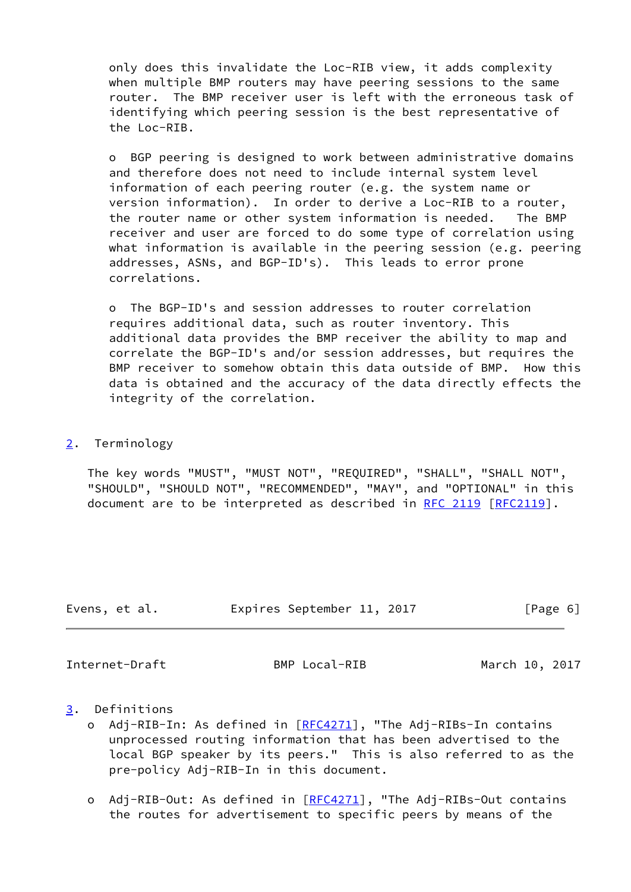only does this invalidate the Loc-RIB view, it adds complexity when multiple BMP routers may have peering sessions to the same router. The BMP receiver user is left with the erroneous task of identifying which peering session is the best representative of the Loc-RIB.

- BGP peering is designed to work between administrative domains and therefore does not need to include internal system level information of each peering router (e.g. the system name or version information). In order to derive a Loc-RIB to a router, the router name or other system information is needed. The BMP receiver and user are forced to do some type of correlation using what information is available in the peering session (e.g. peering addresses, ASNs, and BGP-ID's). This leads to error prone correlations.

- The BGP-ID's and session addresses to router correlation requires additional data, such as router inventory. This additional data provides the BMP receiver the ability to map and correlate the BGP-ID's and/or session addresses, but requires the BMP receiver to somehow obtain this data outside of BMP. How this data is obtained and the accuracy of the data directly effects the integrity of the correlation.

## 2. Terminology

The key words "MUST", "MUST NOT", "REQUIRED", "SHALL", "SHALL NOT", "SHOULD", "SHOULD NOT", "RECOMMENDED", "MAY", and "OPTIONAL" in this document are to be interpreted as described in RFC 2119 [RFC2119].

## 3. Definitions

- Adj-RIB-In: As defined in [RFC4271], "The Adj-RIBs-In contains unprocessed routing information that has been advertised to the local BGP speaker by its peers." This is also referred to as the pre-policy Adj-RIB-In in this document.

- Adj-RIB-Out: As defined in [RFC4271], "The Adj-RIBs-Out contains the routes for advertisement to specific peers by means of the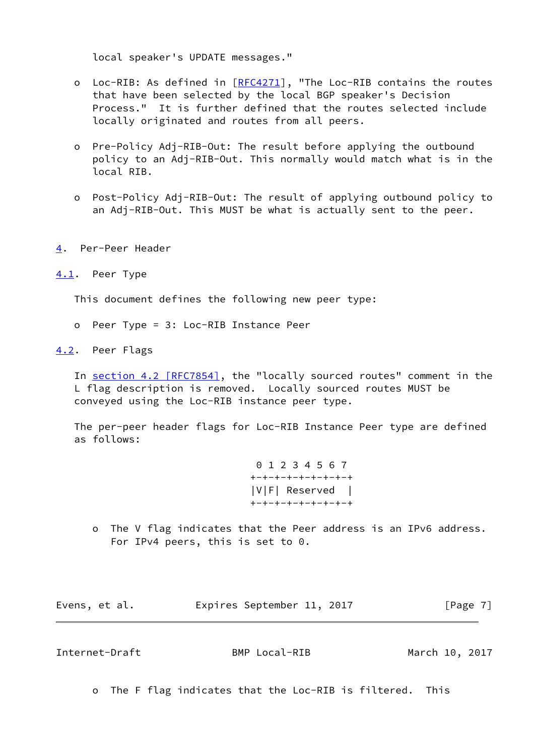local speaker's UPDATE messages."

- Loc-RIB: As defined in [RFC4271], "The Loc-RIB contains the routes that have been selected by the local BGP speaker's Decision Process." It is further defined that the routes selected include locally originated and routes from all peers.

- Pre-Policy Adj-RIB-Out: The result before applying the outbound policy to an Adj-RIB-Out. This normally would match what is in the local RIB.

- Post-Policy Adj-RIB-Out: The result of applying outbound policy to an Adj-RIB-Out. This MUST be what is actually sent to the peer.

# 4. Per-Peer Header

## 4.1. Peer Type

This document defines the following new peer type:

- Peer Type = 3: Loc-RIB Instance Peer

## 4.2. Peer Flags

In section 4.2 [RFC7854], the "locally sourced routes" comment in the L flag description is removed. Locally sourced routes MUST be conveyed using the Loc-RIB instance peer type.

The per-peer header flags for Loc-RIB Instance Peer type are defined as follows:

```
 0 1 2 3 4 5 6 7
+-+-+-+-+-+-+-+-+
|V|F| Reserved  |
+-+-+-+-+-+-+-+-+
```

- The V flag indicates that the Peer address is an IPv6 address. For IPv4 peers, this is set to 0.

- The F flag indicates that the Loc-RIB is filtered. This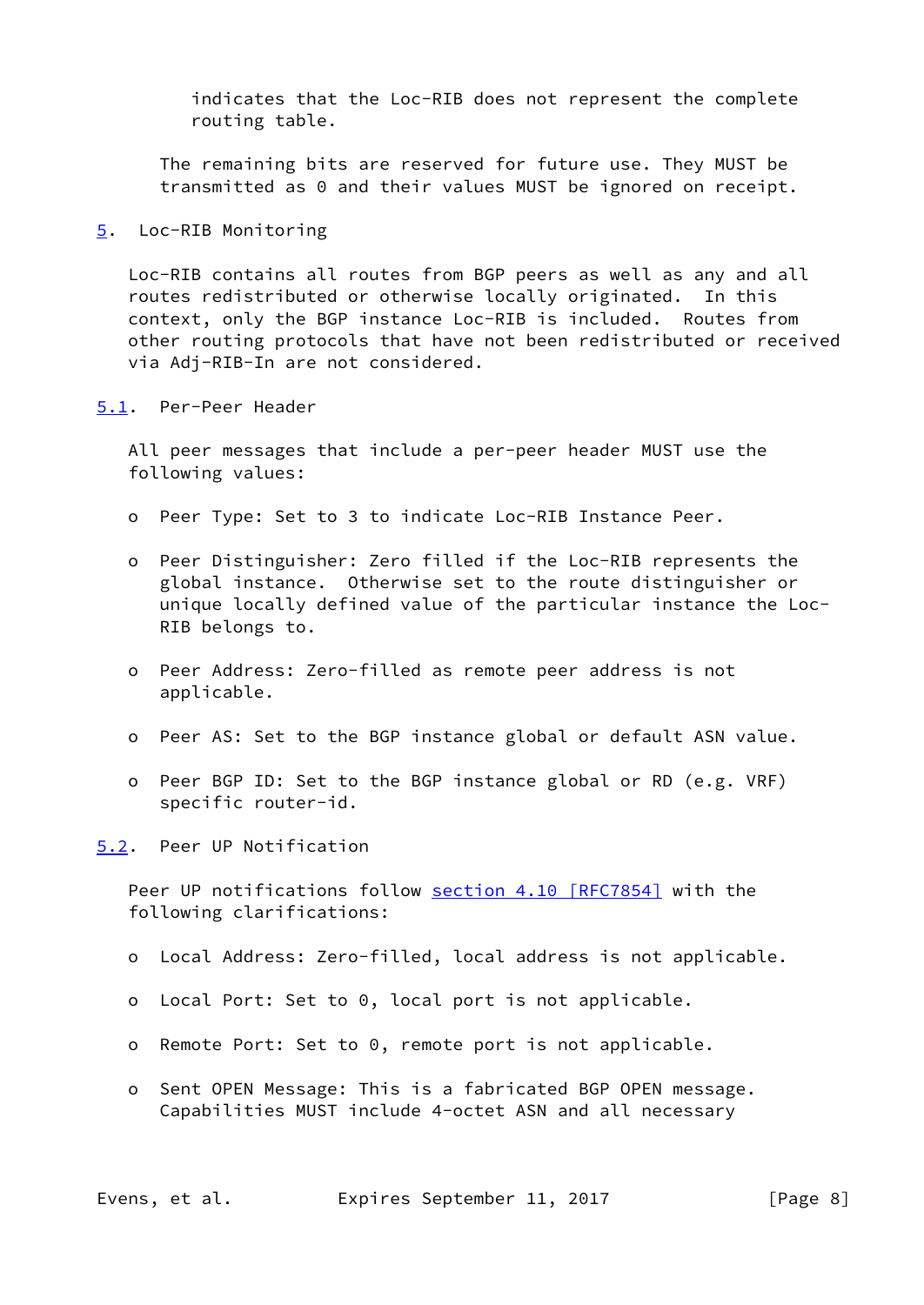indicates that the Loc-RIB does not represent the complete routing table.

The remaining bits are reserved for future use. They MUST be transmitted as 0 and their values MUST be ignored on receipt.

## 5. Loc-RIB Monitoring

Loc-RIB contains all routes from BGP peers as well as any and all routes redistributed or otherwise locally originated. In this context, only the BGP instance Loc-RIB is included. Routes from other routing protocols that have not been redistributed or received via Adj-RIB-In are not considered.

### 5.1. Per-Peer Header

All peer messages that include a per-peer header MUST use the following values:

- Peer Type: Set to 3 to indicate Loc-RIB Instance Peer.
- Peer Distinguisher: Zero filled if the Loc-RIB represents the global instance. Otherwise set to the route distinguisher or unique locally defined value of the particular instance the Loc-RIB belongs to.
- Peer Address: Zero-filled as remote peer address is not applicable.
- Peer AS: Set to the BGP instance global or default ASN value.
- Peer BGP ID: Set to the BGP instance global or RD (e.g. VRF) specific router-id.

### 5.2. Peer UP Notification

Peer UP notifications follow section 4.10 [RFC7854] with the following clarifications:

- Local Address: Zero-filled, local address is not applicable.
- Local Port: Set to 0, local port is not applicable.
- Remote Port: Set to 0, remote port is not applicable.
- Sent OPEN Message: This is a fabricated BGP OPEN message. Capabilities MUST include 4-octet ASN and all necessary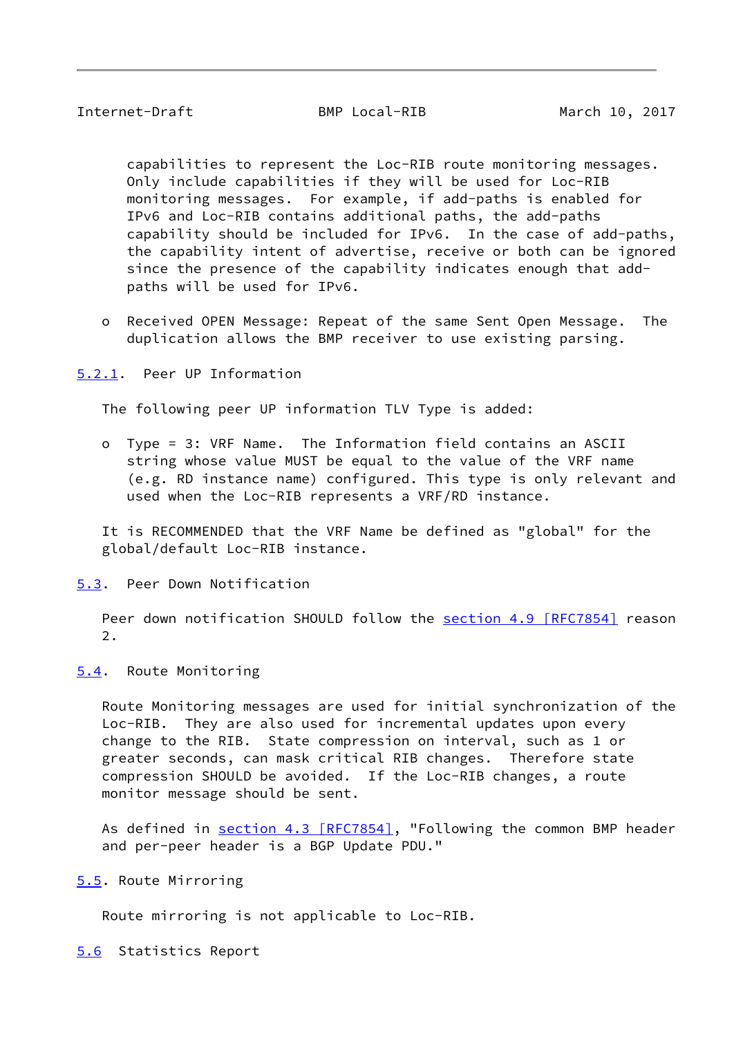capabilities to represent the Loc-RIB route monitoring messages. Only include capabilities if they will be used for Loc-RIB monitoring messages. For example, if add-paths is enabled for IPv6 and Loc-RIB contains additional paths, the add-paths capability should be included for IPv6. In the case of add-paths, the capability intent of advertise, receive or both can be ignored since the presence of the capability indicates enough that add-paths will be used for IPv6.

- Received OPEN Message: Repeat of the same Sent Open Message. The duplication allows the BMP receiver to use existing parsing.

### 5.2.1. Peer UP Information

The following peer UP information TLV Type is added:

- Type = 3: VRF Name. The Information field contains an ASCII string whose value MUST be equal to the value of the VRF name (e.g. RD instance name) configured. This type is only relevant and used when the Loc-RIB represents a VRF/RD instance.

It is RECOMMENDED that the VRF Name be defined as "global" for the global/default Loc-RIB instance.

## 5.3. Peer Down Notification

Peer down notification SHOULD follow the section 4.9 [RFC7854] reason 2.

## 5.4. Route Monitoring

Route Monitoring messages are used for initial synchronization of the Loc-RIB. They are also used for incremental updates upon every change to the RIB. State compression on interval, such as 1 or greater seconds, can mask critical RIB changes. Therefore state compression SHOULD be avoided. If the Loc-RIB changes, a route monitor message should be sent.

As defined in section 4.3 [RFC7854], "Following the common BMP header and per-peer header is a BGP Update PDU."

## 5.5. Route Mirroring

Route mirroring is not applicable to Loc-RIB.

## 5.6 Statistics Report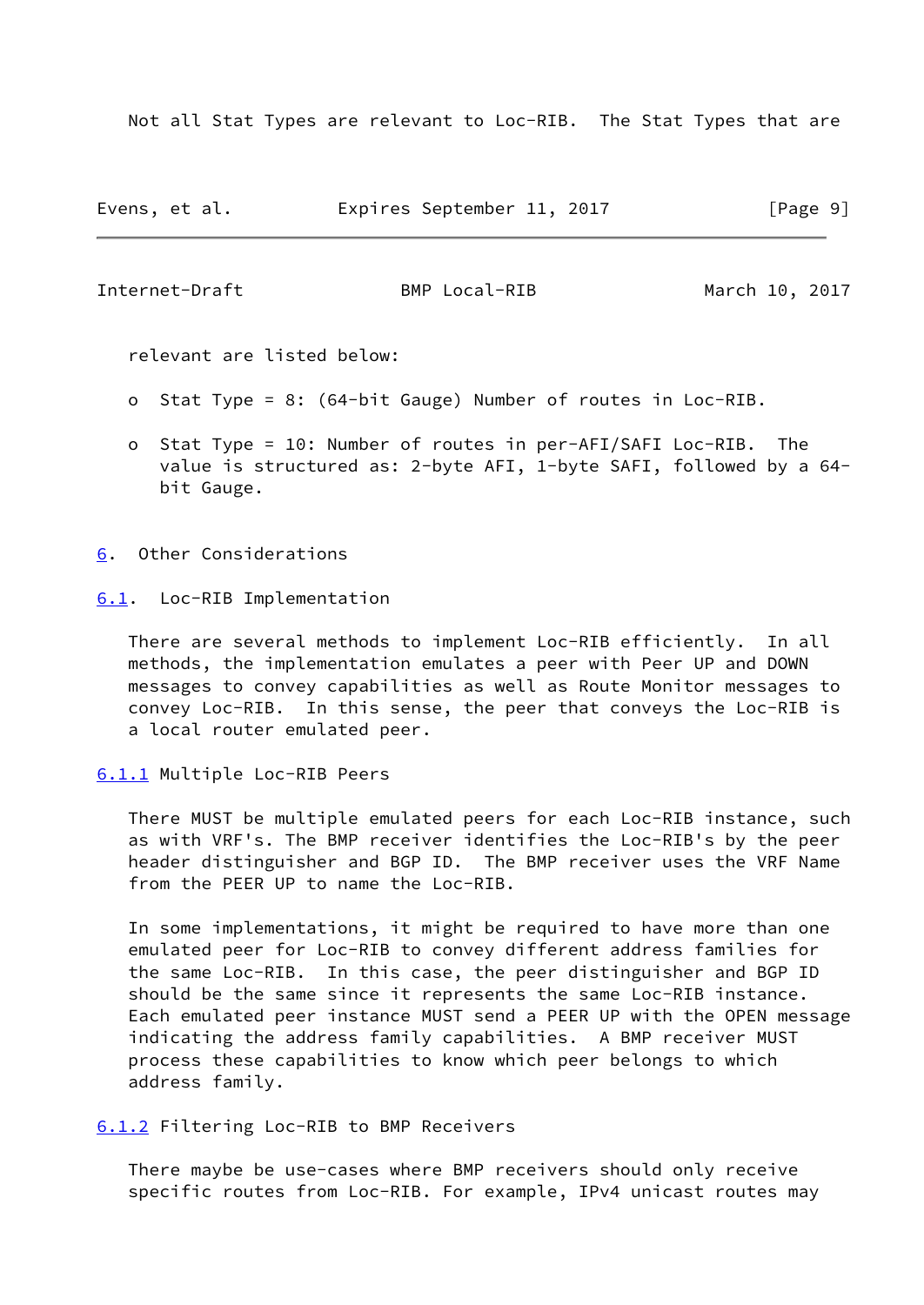Not all Stat Types are relevant to Loc-RIB. The Stat Types that are relevant are listed below:

- Stat Type = 8: (64-bit Gauge) Number of routes in Loc-RIB.

- Stat Type = 10: Number of routes in per-AFI/SAFI Loc-RIB. The value is structured as: 2-byte AFI, 1-byte SAFI, followed by a 64-bit Gauge.

## 6. Other Considerations

### 6.1. Loc-RIB Implementation

There are several methods to implement Loc-RIB efficiently. In all methods, the implementation emulates a peer with Peer UP and DOWN messages to convey capabilities as well as Route Monitor messages to convey Loc-RIB. In this sense, the peer that conveys the Loc-RIB is a local router emulated peer.

#### 6.1.1 Multiple Loc-RIB Peers

There MUST be multiple emulated peers for each Loc-RIB instance, such as with VRF's. The BMP receiver identifies the Loc-RIB's by the peer header distinguisher and BGP ID. The BMP receiver uses the VRF Name from the PEER UP to name the Loc-RIB.

In some implementations, it might be required to have more than one emulated peer for Loc-RIB to convey different address families for the same Loc-RIB. In this case, the peer distinguisher and BGP ID should be the same since it represents the same Loc-RIB instance. Each emulated peer instance MUST send a PEER UP with the OPEN message indicating the address family capabilities. A BMP receiver MUST process these capabilities to know which peer belongs to which address family.

#### 6.1.2 Filtering Loc-RIB to BMP Receivers

There maybe be use-cases where BMP receivers should only receive specific routes from Loc-RIB. For example, IPv4 unicast routes may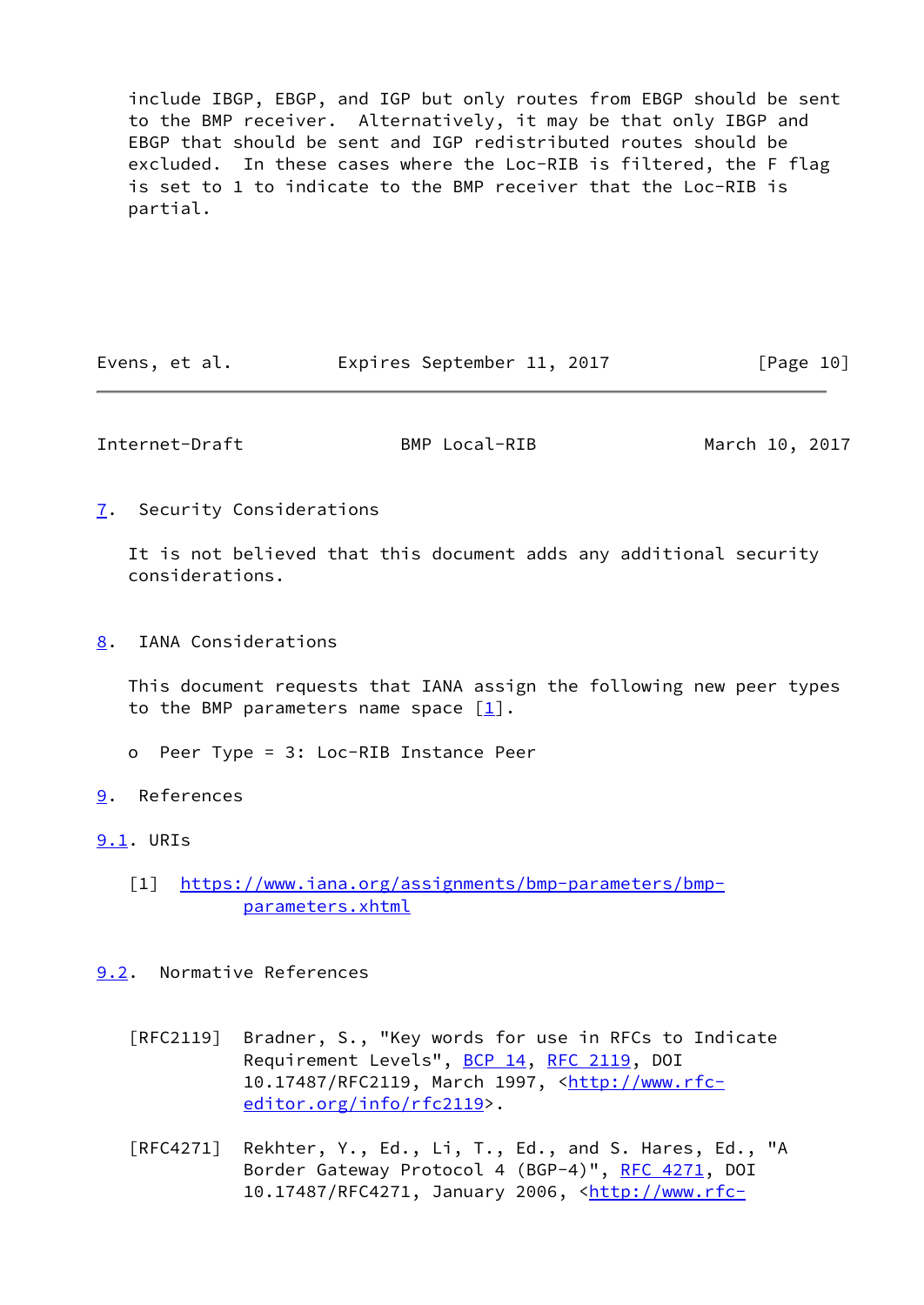include IBGP, EBGP, and IGP but only routes from EBGP should be sent to the BMP receiver. Alternatively, it may be that only IBGP and EBGP that should be sent and IGP redistributed routes should be excluded. In these cases where the Loc-RIB is filtered, the F flag is set to 1 to indicate to the BMP receiver that the Loc-RIB is partial.

## 7. Security Considerations

It is not believed that this document adds any additional security considerations.

## 8. IANA Considerations

This document requests that IANA assign the following new peer types to the BMP parameters name space [1].

- Peer Type = 3: Loc-RIB Instance Peer

## 9. References

### 9.1. URIs

[1] https://www.iana.org/assignments/bmp-parameters/bmp-parameters.xhtml

### 9.2. Normative References

[RFC2119] Bradner, S., "Key words for use in RFCs to Indicate Requirement Levels", BCP 14, RFC 2119, DOI 10.17487/RFC2119, March 1997, <http://www.rfc-editor.org/info/rfc2119>.

[RFC4271] Rekhter, Y., Ed., Li, T., Ed., and S. Hares, Ed., "A Border Gateway Protocol 4 (BGP-4)", RFC 4271, DOI 10.17487/RFC4271, January 2006, <http://www.rfc-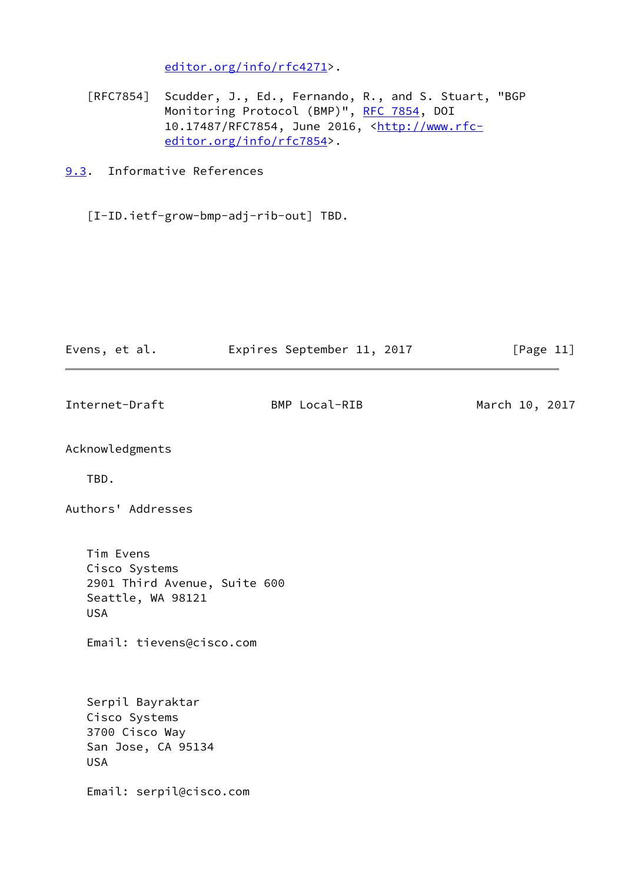editor.org/info/rfc4271>.

[RFC7854] Scudder, J., Ed., Fernando, R., and S. Stuart, "BGP Monitoring Protocol (BMP)", RFC 7854, DOI 10.17487/RFC7854, June 2016, <http://www.rfc-editor.org/info/rfc7854>.

### 9.3. Informative References

[I-D.ietf-grow-bmp-adj-rib-out] TBD.

## Acknowledgments

TBD.

## Authors' Addresses

Tim Evens
Cisco Systems
2901 Third Avenue, Suite 600
Seattle, WA 98121
USA

Email: tievens@cisco.com

Serpil Bayraktar
Cisco Systems
3700 Cisco Way
San Jose, CA 95134
USA

Email: serpil@cisco.com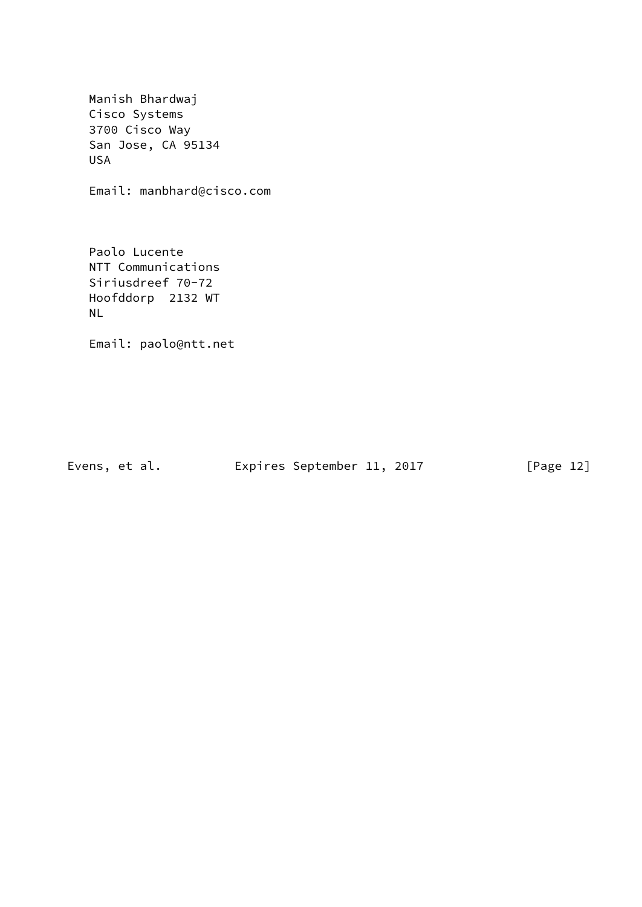Manish Bhardwaj
Cisco Systems
3700 Cisco Way
San Jose, CA 95134
USA

Email: manbhard@cisco.com

Paolo Lucente
NTT Communications
Siriusdreef 70-72
Hoofddorp  2132 WT
NL

Email: paolo@ntt.net